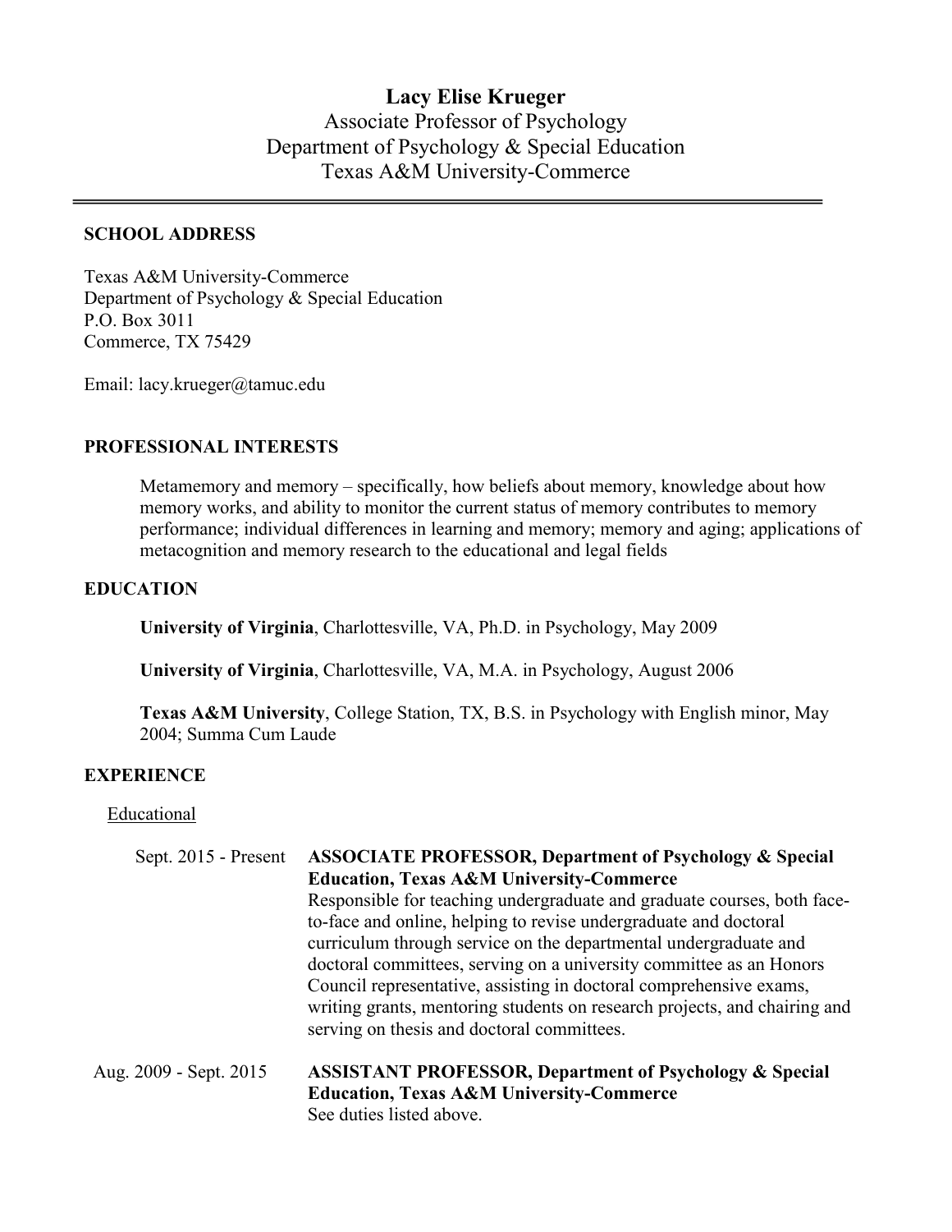# Lacy Elise Krueger

Associate Professor of Psychology
Department of Psychology & Special Education
Texas A&M University-Commerce

---

## SCHOOL ADDRESS

Texas A&M University-Commerce
Department of Psychology & Special Education
P.O. Box 3011
Commerce, TX 75429

Email: lacy.krueger@tamuc.edu

## PROFESSIONAL INTERESTS

Metamemory and memory – specifically, how beliefs about memory, knowledge about how memory works, and ability to monitor the current status of memory contributes to memory performance; individual differences in learning and memory; memory and aging; applications of metacognition and memory research to the educational and legal fields

## EDUCATION

**University of Virginia**, Charlottesville, VA, Ph.D. in Psychology, May 2009

**University of Virginia**, Charlottesville, VA, M.A. in Psychology, August 2006

**Texas A&M University**, College Station, TX, B.S. in Psychology with English minor, May 2004; Summa Cum Laude

## EXPERIENCE

### Educational

Sept. 2015 - Present **ASSOCIATE PROFESSOR, Department of Psychology & Special Education, Texas A&M University-Commerce**
Responsible for teaching undergraduate and graduate courses, both face-to-face and online, helping to revise undergraduate and doctoral curriculum through service on the departmental undergraduate and doctoral committees, serving on a university committee as an Honors Council representative, assisting in doctoral comprehensive exams, writing grants, mentoring students on research projects, and chairing and serving on thesis and doctoral committees.

Aug. 2009 - Sept. 2015 **ASSISTANT PROFESSOR, Department of Psychology & Special Education, Texas A&M University-Commerce**
See duties listed above.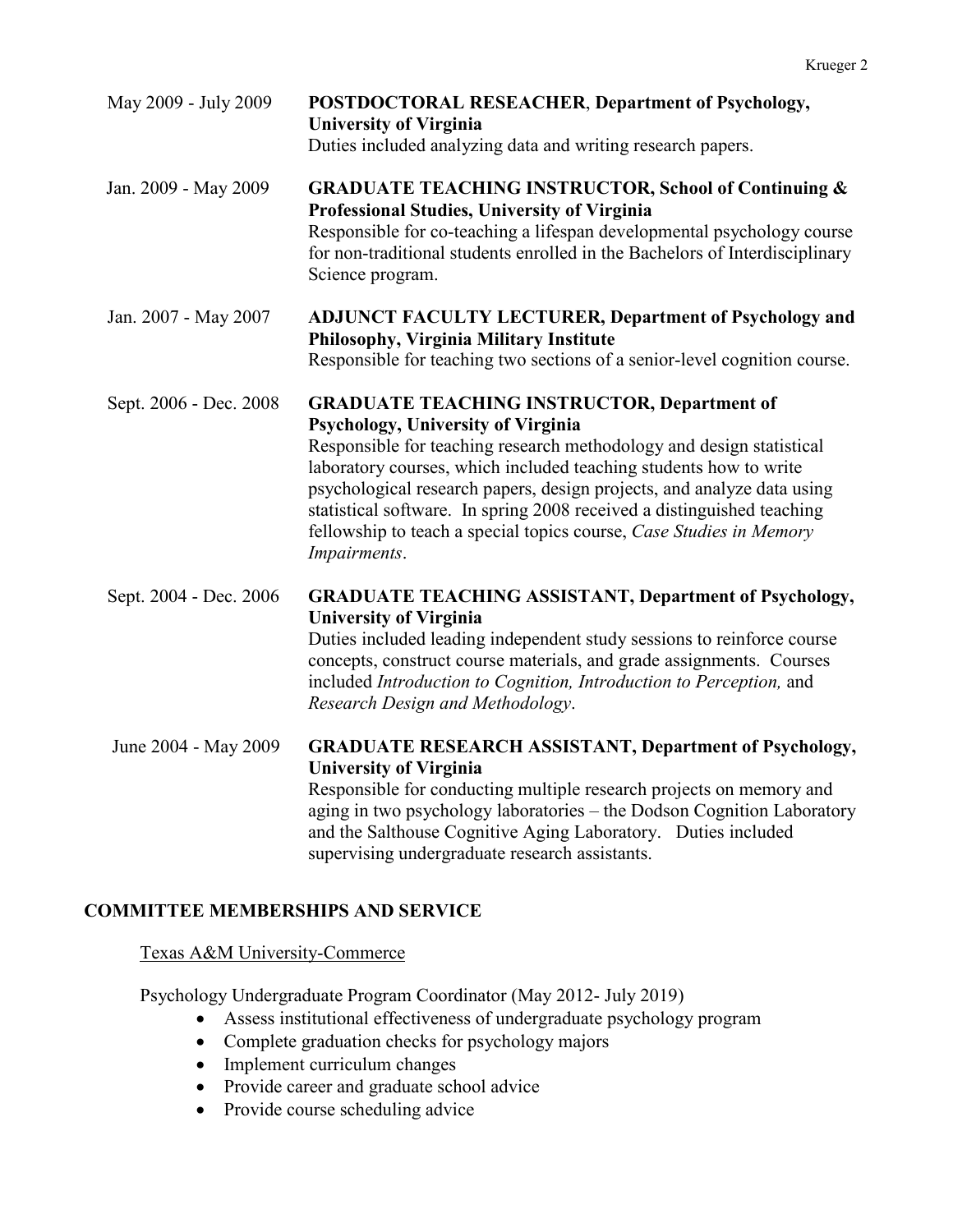May 2009 - July 2009 **POSTDOCTORAL RESEACHER**, **Department of Psychology, University of Virginia**
Duties included analyzing data and writing research papers.

Jan. 2009 - May 2009 **GRADUATE TEACHING INSTRUCTOR, School of Continuing & Professional Studies, University of Virginia**
Responsible for co-teaching a lifespan developmental psychology course for non-traditional students enrolled in the Bachelors of Interdisciplinary Science program.

Jan. 2007 - May 2007 **ADJUNCT FACULTY LECTURER, Department of Psychology and Philosophy, Virginia Military Institute**
Responsible for teaching two sections of a senior-level cognition course.

Sept. 2006 - Dec. 2008 **GRADUATE TEACHING INSTRUCTOR, Department of Psychology, University of Virginia**
Responsible for teaching research methodology and design statistical laboratory courses, which included teaching students how to write psychological research papers, design projects, and analyze data using statistical software. In spring 2008 received a distinguished teaching fellowship to teach a special topics course, *Case Studies in Memory Impairments*.

Sept. 2004 - Dec. 2006 **GRADUATE TEACHING ASSISTANT, Department of Psychology, University of Virginia**
Duties included leading independent study sessions to reinforce course concepts, construct course materials, and grade assignments. Courses included *Introduction to Cognition, Introduction to Perception,* and *Research Design and Methodology*.

June 2004 - May 2009 **GRADUATE RESEARCH ASSISTANT, Department of Psychology, University of Virginia**
Responsible for conducting multiple research projects on memory and aging in two psychology laboratories – the Dodson Cognition Laboratory and the Salthouse Cognitive Aging Laboratory. Duties included supervising undergraduate research assistants.

## COMMITTEE MEMBERSHIPS AND SERVICE

Texas A&M University-Commerce

Psychology Undergraduate Program Coordinator (May 2012- July 2019)

- Assess institutional effectiveness of undergraduate psychology program
- Complete graduation checks for psychology majors
- Implement curriculum changes
- Provide career and graduate school advice
- Provide course scheduling advice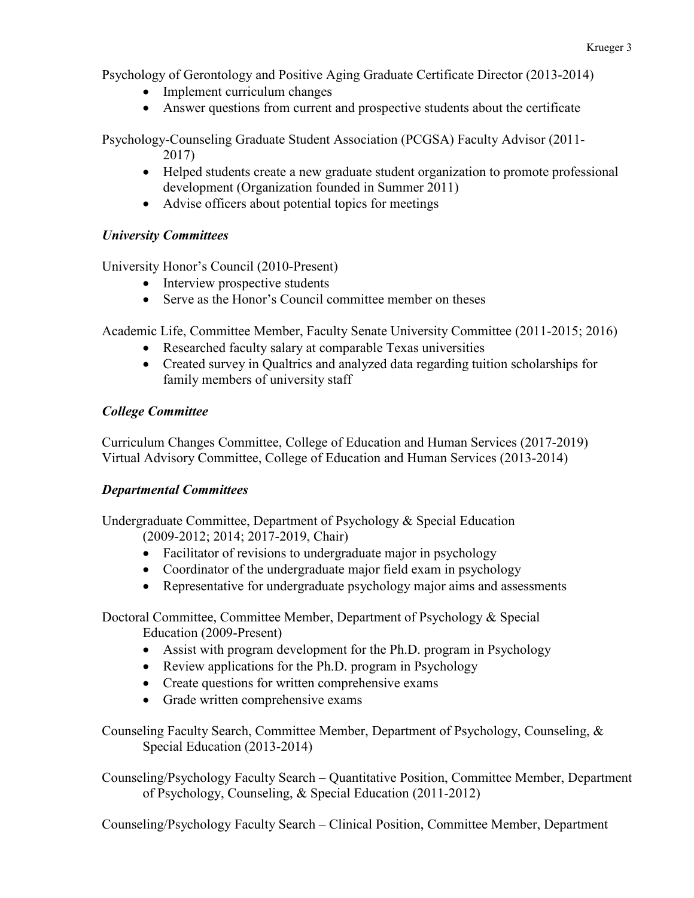Psychology of Gerontology and Positive Aging Graduate Certificate Director (2013-2014)

- Implement curriculum changes
- Answer questions from current and prospective students about the certificate

Psychology-Counseling Graduate Student Association (PCGSA) Faculty Advisor (2011-2017)

- Helped students create a new graduate student organization to promote professional development (Organization founded in Summer 2011)
- Advise officers about potential topics for meetings

### *University Committees*

University Honor's Council (2010-Present)

- Interview prospective students
- Serve as the Honor's Council committee member on theses

Academic Life, Committee Member, Faculty Senate University Committee (2011-2015; 2016)

- Researched faculty salary at comparable Texas universities
- Created survey in Qualtrics and analyzed data regarding tuition scholarships for family members of university staff

### *College Committee*

Curriculum Changes Committee, College of Education and Human Services (2017-2019)
Virtual Advisory Committee, College of Education and Human Services (2013-2014)

### *Departmental Committees*

Undergraduate Committee, Department of Psychology & Special Education (2009-2012; 2014; 2017-2019, Chair)

- Facilitator of revisions to undergraduate major in psychology
- Coordinator of the undergraduate major field exam in psychology
- Representative for undergraduate psychology major aims and assessments

Doctoral Committee, Committee Member, Department of Psychology & Special Education (2009-Present)

- Assist with program development for the Ph.D. program in Psychology
- Review applications for the Ph.D. program in Psychology
- Create questions for written comprehensive exams
- Grade written comprehensive exams

Counseling Faculty Search, Committee Member, Department of Psychology, Counseling, & Special Education (2013-2014)

Counseling/Psychology Faculty Search – Quantitative Position, Committee Member, Department of Psychology, Counseling, & Special Education (2011-2012)

Counseling/Psychology Faculty Search – Clinical Position, Committee Member, Department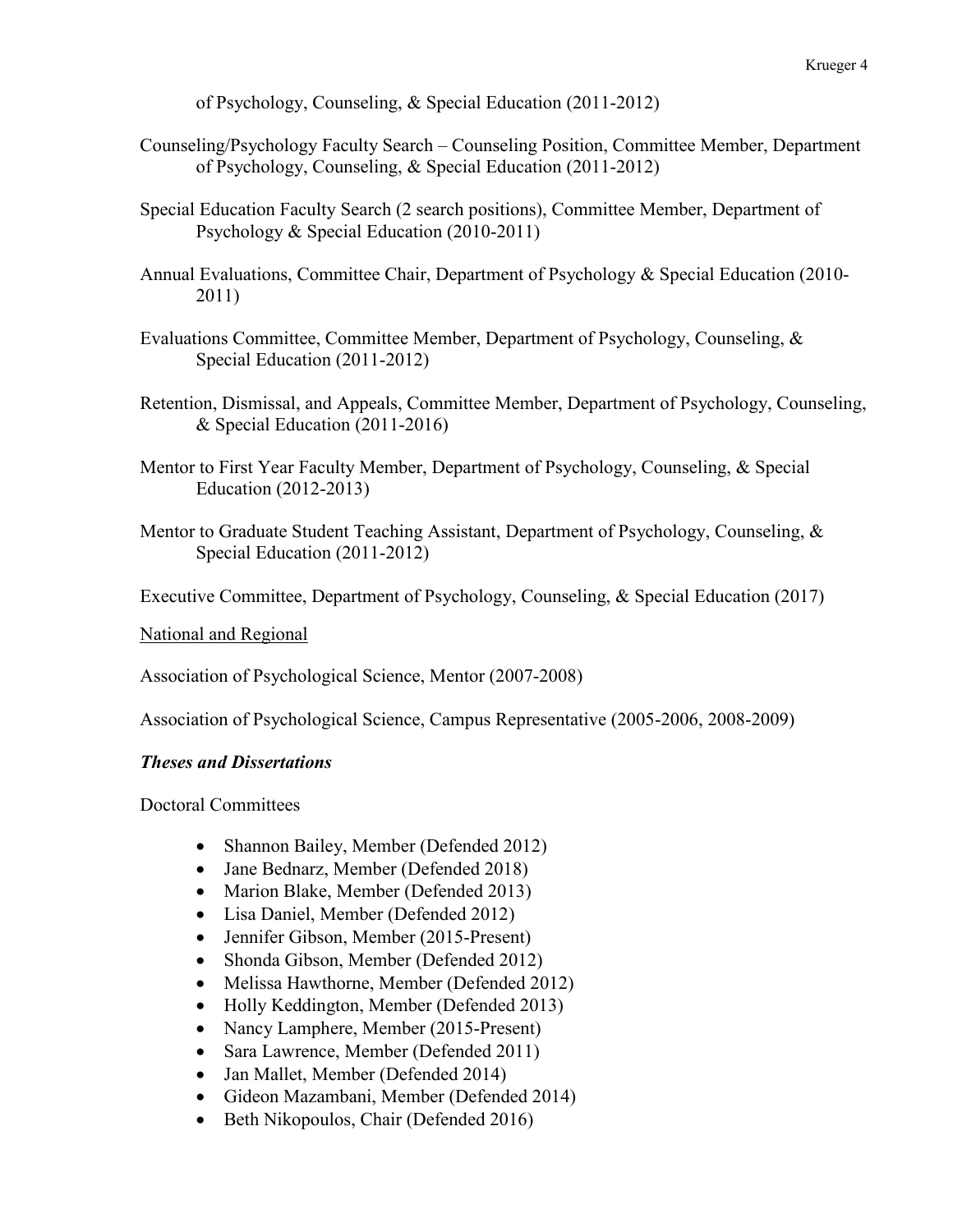of Psychology, Counseling, & Special Education (2011-2012)

Counseling/Psychology Faculty Search – Counseling Position, Committee Member, Department of Psychology, Counseling, & Special Education (2011-2012)

Special Education Faculty Search (2 search positions), Committee Member, Department of Psychology & Special Education (2010-2011)

Annual Evaluations, Committee Chair, Department of Psychology & Special Education (2010-2011)

Evaluations Committee, Committee Member, Department of Psychology, Counseling, & Special Education (2011-2012)

Retention, Dismissal, and Appeals, Committee Member, Department of Psychology, Counseling, & Special Education (2011-2016)

Mentor to First Year Faculty Member, Department of Psychology, Counseling, & Special Education (2012-2013)

Mentor to Graduate Student Teaching Assistant, Department of Psychology, Counseling, & Special Education (2011-2012)

Executive Committee, Department of Psychology, Counseling, & Special Education (2017)

<u>National and Regional</u>

Association of Psychological Science, Mentor (2007-2008)

Association of Psychological Science, Campus Representative (2005-2006, 2008-2009)

***Theses and Dissertations***

Doctoral Committees

- Shannon Bailey, Member (Defended 2012)
- Jane Bednarz, Member (Defended 2018)
- Marion Blake, Member (Defended 2013)
- Lisa Daniel, Member (Defended 2012)
- Jennifer Gibson, Member (2015-Present)
- Shonda Gibson, Member (Defended 2012)
- Melissa Hawthorne, Member (Defended 2012)
- Holly Keddington, Member (Defended 2013)
- Nancy Lamphere, Member (2015-Present)
- Sara Lawrence, Member (Defended 2011)
- Jan Mallet, Member (Defended 2014)
- Gideon Mazambani, Member (Defended 2014)
- Beth Nikopoulos, Chair (Defended 2016)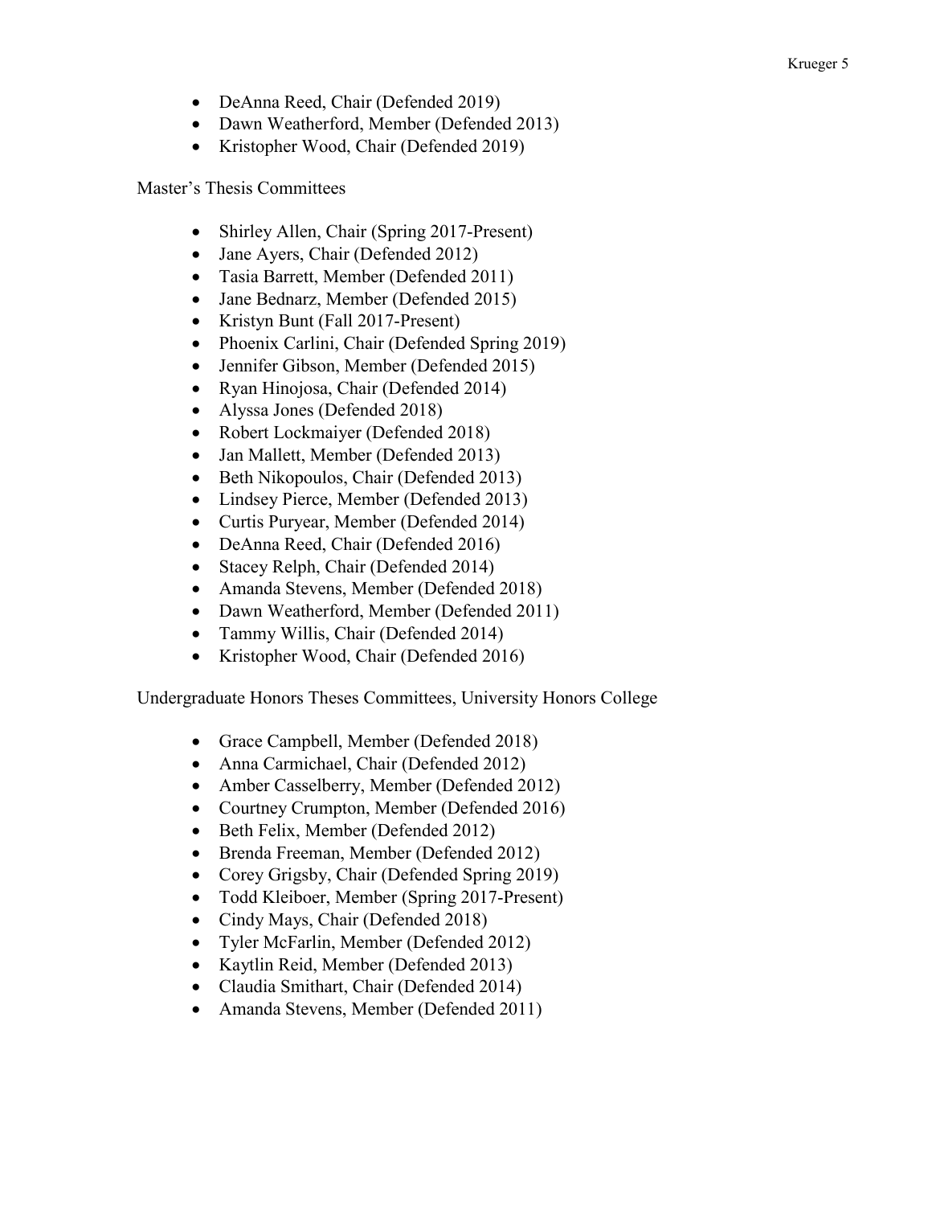- DeAnna Reed, Chair (Defended 2019)
- Dawn Weatherford, Member (Defended 2013)
- Kristopher Wood, Chair (Defended 2019)

Master's Thesis Committees

- Shirley Allen, Chair (Spring 2017-Present)
- Jane Ayers, Chair (Defended 2012)
- Tasia Barrett, Member (Defended 2011)
- Jane Bednarz, Member (Defended 2015)
- Kristyn Bunt (Fall 2017-Present)
- Phoenix Carlini, Chair (Defended Spring 2019)
- Jennifer Gibson, Member (Defended 2015)
- Ryan Hinojosa, Chair (Defended 2014)
- Alyssa Jones (Defended 2018)
- Robert Lockmaiyer (Defended 2018)
- Jan Mallett, Member (Defended 2013)
- Beth Nikopoulos, Chair (Defended 2013)
- Lindsey Pierce, Member (Defended 2013)
- Curtis Puryear, Member (Defended 2014)
- DeAnna Reed, Chair (Defended 2016)
- Stacey Relph, Chair (Defended 2014)
- Amanda Stevens, Member (Defended 2018)
- Dawn Weatherford, Member (Defended 2011)
- Tammy Willis, Chair (Defended 2014)
- Kristopher Wood, Chair (Defended 2016)

Undergraduate Honors Theses Committees, University Honors College

- Grace Campbell, Member (Defended 2018)
- Anna Carmichael, Chair (Defended 2012)
- Amber Casselberry, Member (Defended 2012)
- Courtney Crumpton, Member (Defended 2016)
- Beth Felix, Member (Defended 2012)
- Brenda Freeman, Member (Defended 2012)
- Corey Grigsby, Chair (Defended Spring 2019)
- Todd Kleiboer, Member (Spring 2017-Present)
- Cindy Mays, Chair (Defended 2018)
- Tyler McFarlin, Member (Defended 2012)
- Kaytlin Reid, Member (Defended 2013)
- Claudia Smithart, Chair (Defended 2014)
- Amanda Stevens, Member (Defended 2011)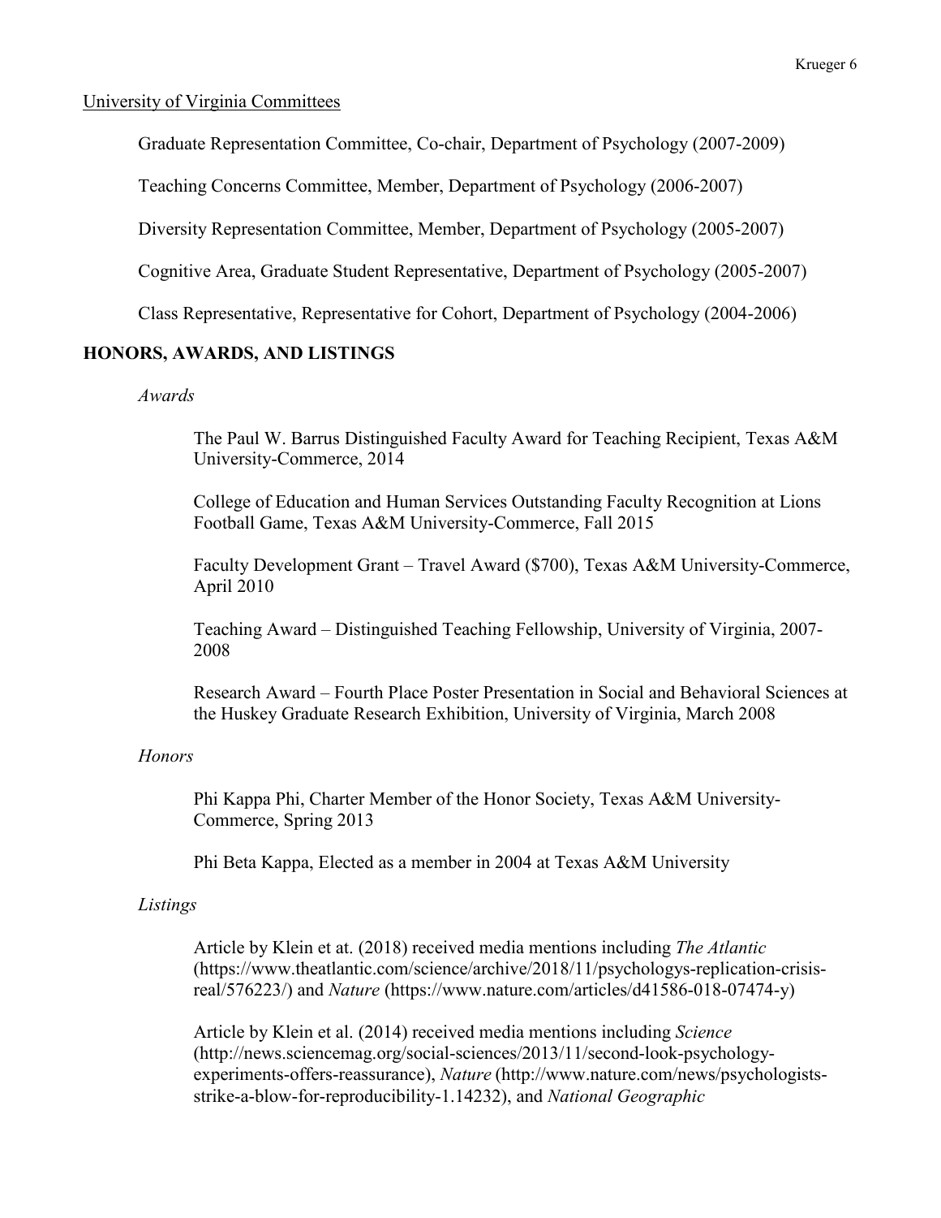University of Virginia Committees

Graduate Representation Committee, Co-chair, Department of Psychology (2007-2009)

Teaching Concerns Committee, Member, Department of Psychology (2006-2007)

Diversity Representation Committee, Member, Department of Psychology (2005-2007)

Cognitive Area, Graduate Student Representative, Department of Psychology (2005-2007)

Class Representative, Representative for Cohort, Department of Psychology (2004-2006)

## HONORS, AWARDS, AND LISTINGS

*Awards*

The Paul W. Barrus Distinguished Faculty Award for Teaching Recipient, Texas A&M University-Commerce, 2014

College of Education and Human Services Outstanding Faculty Recognition at Lions Football Game, Texas A&M University-Commerce, Fall 2015

Faculty Development Grant – Travel Award ($700), Texas A&M University-Commerce, April 2010

Teaching Award – Distinguished Teaching Fellowship, University of Virginia, 2007-2008

Research Award – Fourth Place Poster Presentation in Social and Behavioral Sciences at the Huskey Graduate Research Exhibition, University of Virginia, March 2008

*Honors*

Phi Kappa Phi, Charter Member of the Honor Society, Texas A&M University-Commerce, Spring 2013

Phi Beta Kappa, Elected as a member in 2004 at Texas A&M University

*Listings*

Article by Klein et at. (2018) received media mentions including *The Atlantic* (https://www.theatlantic.com/science/archive/2018/11/psychologys-replication-crisis-real/576223/) and *Nature* (https://www.nature.com/articles/d41586-018-07474-y)

Article by Klein et al. (2014) received media mentions including *Science* (http://news.sciencemag.org/social-sciences/2013/11/second-look-psychology-experiments-offers-reassurance), *Nature* (http://www.nature.com/news/psychologists-strike-a-blow-for-reproducibility-1.14232), and *National Geographic*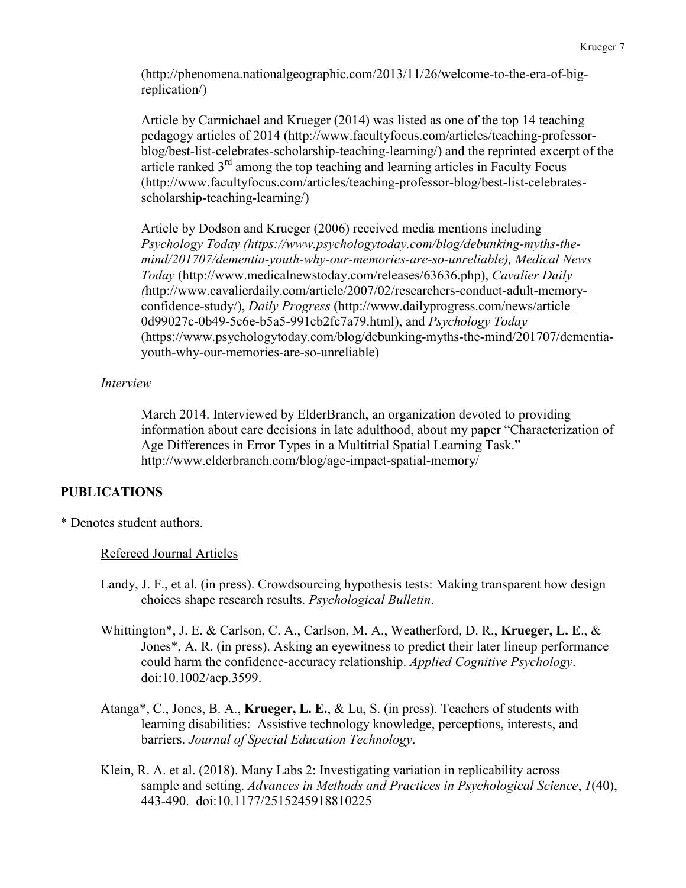(http://phenomena.nationalgeographic.com/2013/11/26/welcome-to-the-era-of-big-replication/)

Article by Carmichael and Krueger (2014) was listed as one of the top 14 teaching pedagogy articles of 2014 (http://www.facultyfocus.com/articles/teaching-professor-blog/best-list-celebrates-scholarship-teaching-learning/) and the reprinted excerpt of the article ranked 3rd among the top teaching and learning articles in Faculty Focus (http://www.facultyfocus.com/articles/teaching-professor-blog/best-list-celebrates-scholarship-teaching-learning/)

Article by Dodson and Krueger (2006) received media mentions including *Psychology Today (https://www.psychologytoday.com/blog/debunking-myths-the-mind/201707/dementia-youth-why-our-memories-are-so-unreliable), Medical News Today* (http://www.medicalnewstoday.com/releases/63636.php), *Cavalier Daily (*http://www.cavalierdaily.com/article/2007/02/researchers-conduct-adult-memory-confidence-study/), *Daily Progress* (http://www.dailyprogress.com/news/article_0d99027c-0b49-5c6e-b5a5-991cb2fc7a79.html), and *Psychology Today* (https://www.psychologytoday.com/blog/debunking-myths-the-mind/201707/dementia-youth-why-our-memories-are-so-unreliable)

*Interview*

March 2014. Interviewed by ElderBranch, an organization devoted to providing information about care decisions in late adulthood, about my paper "Characterization of Age Differences in Error Types in a Multitrial Spatial Learning Task." http://www.elderbranch.com/blog/age-impact-spatial-memory/

## PUBLICATIONS

\* Denotes student authors.

Refereed Journal Articles

Landy, J. F., et al. (in press). Crowdsourcing hypothesis tests: Making transparent how design choices shape research results. *Psychological Bulletin*.

Whittington*, J. E. & Carlson, C. A., Carlson, M. A., Weatherford, D. R., **Krueger, L. E**., & Jones*, A. R. (in press). Asking an eyewitness to predict their later lineup performance could harm the confidence-accuracy relationship. *Applied Cognitive Psychology*. doi:10.1002/acp.3599.

Atanga*, C., Jones, B. A., **Krueger, L. E.**, & Lu, S. (in press). Teachers of students with learning disabilities: Assistive technology knowledge, perceptions, interests, and barriers. *Journal of Special Education Technology*.

Klein, R. A. et al. (2018). Many Labs 2: Investigating variation in replicability across sample and setting. *Advances in Methods and Practices in Psychological Science*, *1*(40), 443-490. doi:10.1177/2515245918810225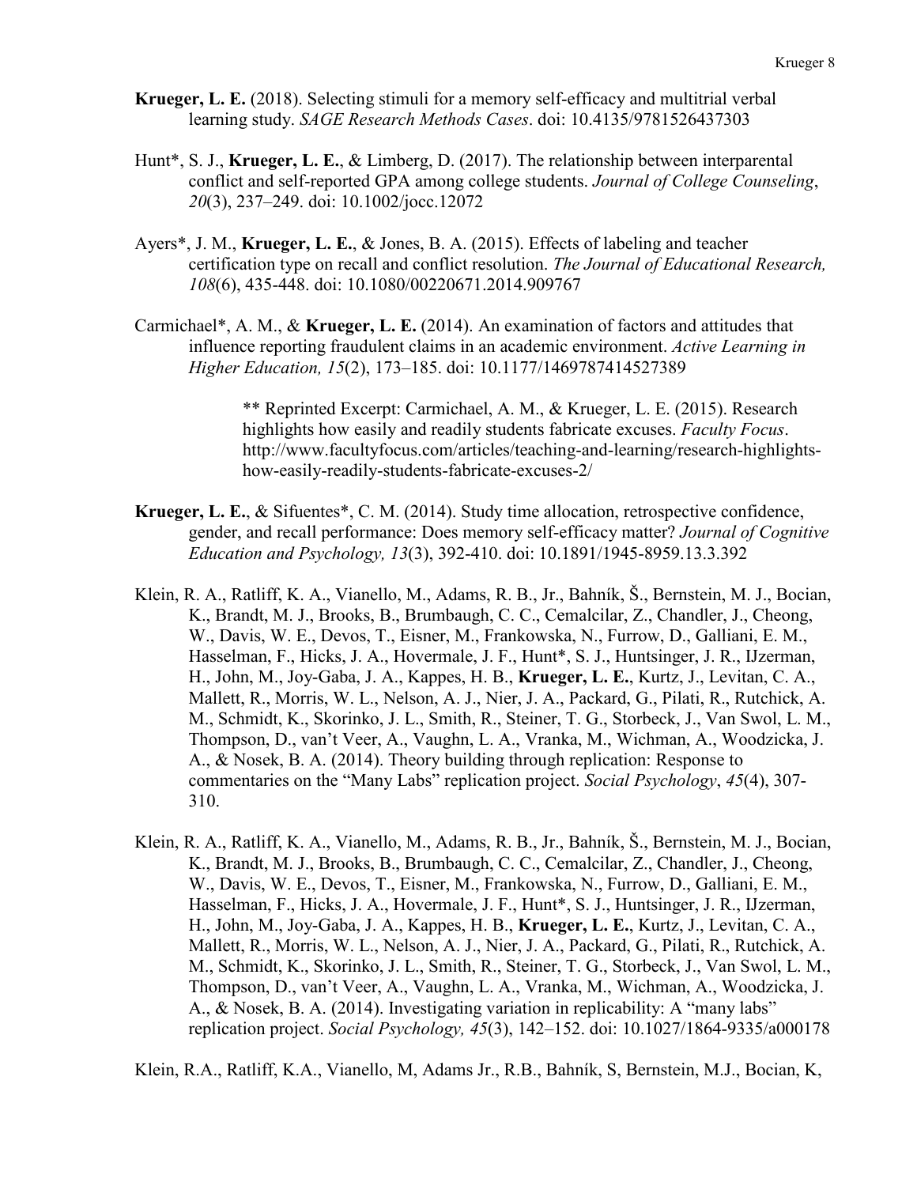**Krueger, L. E.** (2018). Selecting stimuli for a memory self-efficacy and multitrial verbal learning study. *SAGE Research Methods Cases*. doi: 10.4135/9781526437303

Hunt*, S. J., **Krueger, L. E.**, & Limberg, D. (2017). The relationship between interparental conflict and self-reported GPA among college students. *Journal of College Counseling*, *20*(3), 237–249. doi: 10.1002/jocc.12072

Ayers*, J. M., **Krueger, L. E.**, & Jones, B. A. (2015). Effects of labeling and teacher certification type on recall and conflict resolution. *The Journal of Educational Research, 108*(6), 435-448. doi: 10.1080/00220671.2014.909767

Carmichael*, A. M., & **Krueger, L. E.** (2014). An examination of factors and attitudes that influence reporting fraudulent claims in an academic environment. *Active Learning in Higher Education, 15*(2), 173–185. doi: 10.1177/1469787414527389

> ** Reprinted Excerpt: Carmichael, A. M., & Krueger, L. E. (2015). Research highlights how easily and readily students fabricate excuses. *Faculty Focus*. http://www.facultyfocus.com/articles/teaching-and-learning/research-highlights-how-easily-readily-students-fabricate-excuses-2/

**Krueger, L. E.**, & Sifuentes*, C. M. (2014). Study time allocation, retrospective confidence, gender, and recall performance: Does memory self-efficacy matter? *Journal of Cognitive Education and Psychology, 13*(3), 392-410. doi: 10.1891/1945-8959.13.3.392

Klein, R. A., Ratliff, K. A., Vianello, M., Adams, R. B., Jr., Bahník, Š., Bernstein, M. J., Bocian, K., Brandt, M. J., Brooks, B., Brumbaugh, C. C., Cemalcilar, Z., Chandler, J., Cheong, W., Davis, W. E., Devos, T., Eisner, M., Frankowska, N., Furrow, D., Galliani, E. M., Hasselman, F., Hicks, J. A., Hovermale, J. F., Hunt*, S. J., Huntsinger, J. R., IJzerman, H., John, M., Joy-Gaba, J. A., Kappes, H. B., **Krueger, L. E.**, Kurtz, J., Levitan, C. A., Mallett, R., Morris, W. L., Nelson, A. J., Nier, J. A., Packard, G., Pilati, R., Rutchick, A. M., Schmidt, K., Skorinko, J. L., Smith, R., Steiner, T. G., Storbeck, J., Van Swol, L. M., Thompson, D., van't Veer, A., Vaughn, L. A., Vranka, M., Wichman, A., Woodzicka, J. A., & Nosek, B. A. (2014). Theory building through replication: Response to commentaries on the "Many Labs" replication project. *Social Psychology*, *45*(4), 307-310.

Klein, R. A., Ratliff, K. A., Vianello, M., Adams, R. B., Jr., Bahník, Š., Bernstein, M. J., Bocian, K., Brandt, M. J., Brooks, B., Brumbaugh, C. C., Cemalcilar, Z., Chandler, J., Cheong, W., Davis, W. E., Devos, T., Eisner, M., Frankowska, N., Furrow, D., Galliani, E. M., Hasselman, F., Hicks, J. A., Hovermale, J. F., Hunt*, S. J., Huntsinger, J. R., IJzerman, H., John, M., Joy-Gaba, J. A., Kappes, H. B., **Krueger, L. E.**, Kurtz, J., Levitan, C. A., Mallett, R., Morris, W. L., Nelson, A. J., Nier, J. A., Packard, G., Pilati, R., Rutchick, A. M., Schmidt, K., Skorinko, J. L., Smith, R., Steiner, T. G., Storbeck, J., Van Swol, L. M., Thompson, D., van't Veer, A., Vaughn, L. A., Vranka, M., Wichman, A., Woodzicka, J. A., & Nosek, B. A. (2014). Investigating variation in replicability: A "many labs" replication project. *Social Psychology, 45*(3), 142–152. doi: 10.1027/1864-9335/a000178

Klein, R.A., Ratliff, K.A., Vianello, M, Adams Jr., R.B., Bahník, S, Bernstein, M.J., Bocian, K,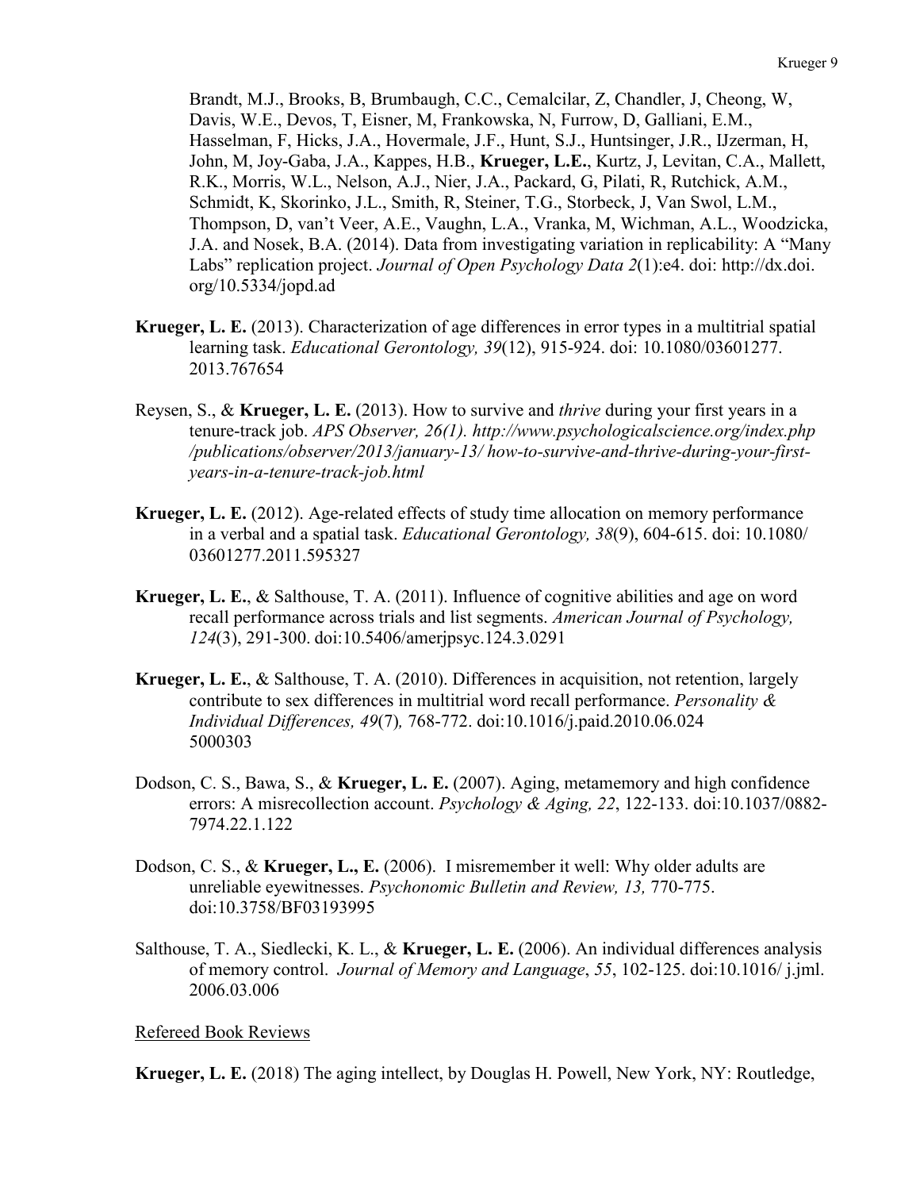Brandt, M.J., Brooks, B, Brumbaugh, C.C., Cemalcilar, Z, Chandler, J, Cheong, W, Davis, W.E., Devos, T, Eisner, M, Frankowska, N, Furrow, D, Galliani, E.M., Hasselman, F, Hicks, J.A., Hovermale, J.F., Hunt, S.J., Huntsinger, J.R., IJzerman, H, John, M, Joy-Gaba, J.A., Kappes, H.B., **Krueger, L.E.**, Kurtz, J, Levitan, C.A., Mallett, R.K., Morris, W.L., Nelson, A.J., Nier, J.A., Packard, G, Pilati, R, Rutchick, A.M., Schmidt, K, Skorinko, J.L., Smith, R, Steiner, T.G., Storbeck, J, Van Swol, L.M., Thompson, D, van't Veer, A.E., Vaughn, L.A., Vranka, M, Wichman, A.L., Woodzicka, J.A. and Nosek, B.A. (2014). Data from investigating variation in replicability: A "Many Labs" replication project. *Journal of Open Psychology Data 2*(1):e4. doi: http://dx.doi.org/10.5334/jopd.ad

**Krueger, L. E.** (2013). Characterization of age differences in error types in a multitrial spatial learning task. *Educational Gerontology, 39*(12), 915-924. doi: 10.1080/03601277.2013.767654

Reysen, S., & **Krueger, L. E.** (2013). How to survive and *thrive* during your first years in a tenure-track job. *APS Observer, 26(1). http://www.psychologicalscience.org/index.php/publications/observer/2013/january-13/ how-to-survive-and-thrive-during-your-first-years-in-a-tenure-track-job.html*

**Krueger, L. E.** (2012). Age-related effects of study time allocation on memory performance in a verbal and a spatial task. *Educational Gerontology, 38*(9), 604-615. doi: 10.1080/03601277.2011.595327

**Krueger, L. E.**, & Salthouse, T. A. (2011). Influence of cognitive abilities and age on word recall performance across trials and list segments. *American Journal of Psychology, 124*(3), 291-300. doi:10.5406/amerjpsyc.124.3.0291

**Krueger, L. E.**, & Salthouse, T. A. (2010). Differences in acquisition, not retention, largely contribute to sex differences in multitrial word recall performance. *Personality & Individual Differences, 49*(7)*,* 768-772. doi:10.1016/j.paid.2010.06.024 5000303

Dodson, C. S., Bawa, S., & **Krueger, L. E.** (2007). Aging, metamemory and high confidence errors: A misrecollection account. *Psychology & Aging, 22*, 122-133. doi:10.1037/0882-7974.22.1.122

Dodson, C. S., & **Krueger, L., E.** (2006). I misremember it well: Why older adults are unreliable eyewitnesses. *Psychonomic Bulletin and Review, 13,* 770-775. doi:10.3758/BF03193995

Salthouse, T. A., Siedlecki, K. L., & **Krueger, L. E.** (2006). An individual differences analysis of memory control. *Journal of Memory and Language*, *55*, 102-125. doi:10.1016/ j.jml.2006.03.006

Refereed Book Reviews

**Krueger, L. E.** (2018) The aging intellect, by Douglas H. Powell, New York, NY: Routledge,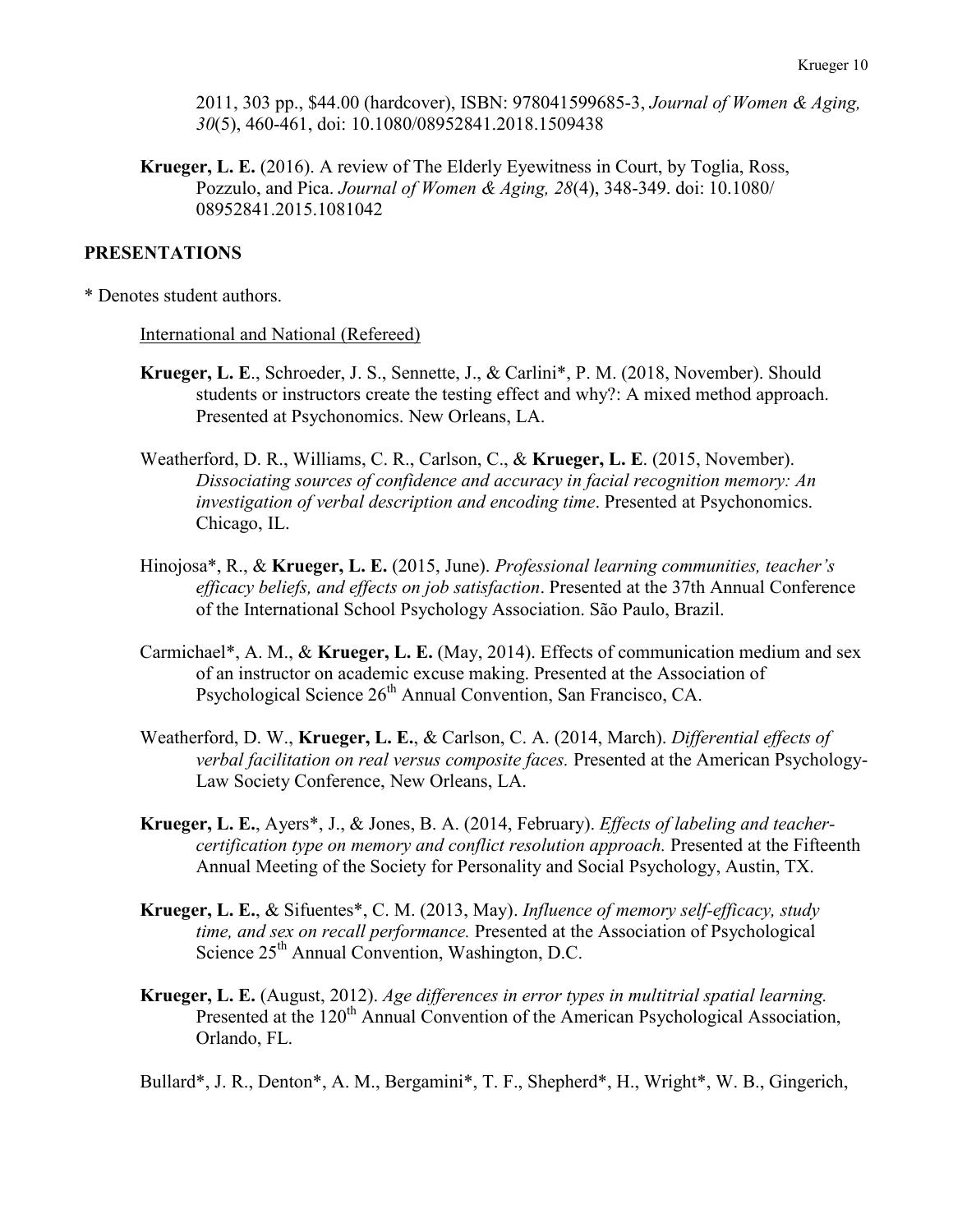2011, 303 pp., $44.00 (hardcover), ISBN: 978041599685-3, *Journal of Women & Aging, 30*(5), 460-461, doi: 10.1080/08952841.2018.1509438

**Krueger, L. E.** (2016). A review of The Elderly Eyewitness in Court, by Toglia, Ross, Pozzulo, and Pica. *Journal of Women & Aging, 28*(4), 348-349. doi: 10.1080/08952841.2015.1081042

## PRESENTATIONS

* Denotes student authors.

International and National (Refereed)

**Krueger, L. E**., Schroeder, J. S., Sennette, J., & Carlini*, P. M. (2018, November). Should students or instructors create the testing effect and why?: A mixed method approach. Presented at Psychonomics. New Orleans, LA.

Weatherford, D. R., Williams, C. R., Carlson, C., & **Krueger, L. E**. (2015, November). *Dissociating sources of confidence and accuracy in facial recognition memory: An investigation of verbal description and encoding time*. Presented at Psychonomics. Chicago, IL.

Hinojosa*, R., & **Krueger, L. E.** (2015, June). *Professional learning communities, teacher's efficacy beliefs, and effects on job satisfaction*. Presented at the 37th Annual Conference of the International School Psychology Association. São Paulo, Brazil.

Carmichael*, A. M., & **Krueger, L. E.** (May, 2014). Effects of communication medium and sex of an instructor on academic excuse making. Presented at the Association of Psychological Science 26th Annual Convention, San Francisco, CA.

Weatherford, D. W., **Krueger, L. E.**, & Carlson, C. A. (2014, March). *Differential effects of verbal facilitation on real versus composite faces.* Presented at the American Psychology-Law Society Conference, New Orleans, LA.

**Krueger, L. E.**, Ayers*, J., & Jones, B. A. (2014, February). *Effects of labeling and teacher-certification type on memory and conflict resolution approach.* Presented at the Fifteenth Annual Meeting of the Society for Personality and Social Psychology, Austin, TX.

**Krueger, L. E.**, & Sifuentes*, C. M. (2013, May). *Influence of memory self-efficacy, study time, and sex on recall performance.* Presented at the Association of Psychological Science 25th Annual Convention, Washington, D.C.

**Krueger, L. E.** (August, 2012). *Age differences in error types in multitrial spatial learning.* Presented at the 120th Annual Convention of the American Psychological Association, Orlando, FL.

Bullard*, J. R., Denton*, A. M., Bergamini*, T. F., Shepherd*, H., Wright*, W. B., Gingerich,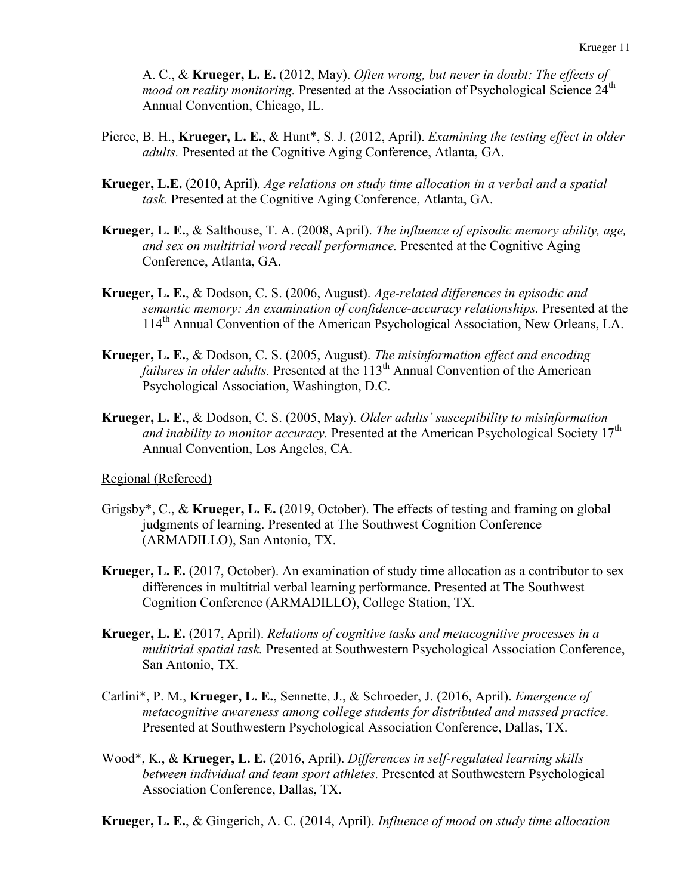A. C., & **Krueger, L. E.** (2012, May). *Often wrong, but never in doubt: The effects of mood on reality monitoring.* Presented at the Association of Psychological Science 24th Annual Convention, Chicago, IL.

Pierce, B. H., **Krueger, L. E.**, & Hunt*, S. J. (2012, April). *Examining the testing effect in older adults.* Presented at the Cognitive Aging Conference, Atlanta, GA.

**Krueger, L.E.** (2010, April). *Age relations on study time allocation in a verbal and a spatial task.* Presented at the Cognitive Aging Conference, Atlanta, GA.

**Krueger, L. E.**, & Salthouse, T. A. (2008, April). *The influence of episodic memory ability, age, and sex on multitrial word recall performance.* Presented at the Cognitive Aging Conference, Atlanta, GA.

**Krueger, L. E.**, & Dodson, C. S. (2006, August). *Age-related differences in episodic and semantic memory: An examination of confidence-accuracy relationships.* Presented at the 114th Annual Convention of the American Psychological Association, New Orleans, LA.

**Krueger, L. E.**, & Dodson, C. S. (2005, August). *The misinformation effect and encoding failures in older adults.* Presented at the 113th Annual Convention of the American Psychological Association, Washington, D.C.

**Krueger, L. E.**, & Dodson, C. S. (2005, May). *Older adults' susceptibility to misinformation and inability to monitor accuracy.* Presented at the American Psychological Society 17th Annual Convention, Los Angeles, CA.

Regional (Refereed)

Grigsby*, C., & **Krueger, L. E.** (2019, October). The effects of testing and framing on global judgments of learning. Presented at The Southwest Cognition Conference (ARMADILLO), San Antonio, TX.

**Krueger, L. E.** (2017, October). An examination of study time allocation as a contributor to sex differences in multitrial verbal learning performance. Presented at The Southwest Cognition Conference (ARMADILLO), College Station, TX.

**Krueger, L. E.** (2017, April). *Relations of cognitive tasks and metacognitive processes in a multitrial spatial task.* Presented at Southwestern Psychological Association Conference, San Antonio, TX.

Carlini*, P. M., **Krueger, L. E.**, Sennette, J., & Schroeder, J. (2016, April). *Emergence of metacognitive awareness among college students for distributed and massed practice.* Presented at Southwestern Psychological Association Conference, Dallas, TX.

Wood*, K., & **Krueger, L. E.** (2016, April). *Differences in self-regulated learning skills between individual and team sport athletes.* Presented at Southwestern Psychological Association Conference, Dallas, TX.

**Krueger, L. E.**, & Gingerich, A. C. (2014, April). *Influence of mood on study time allocation*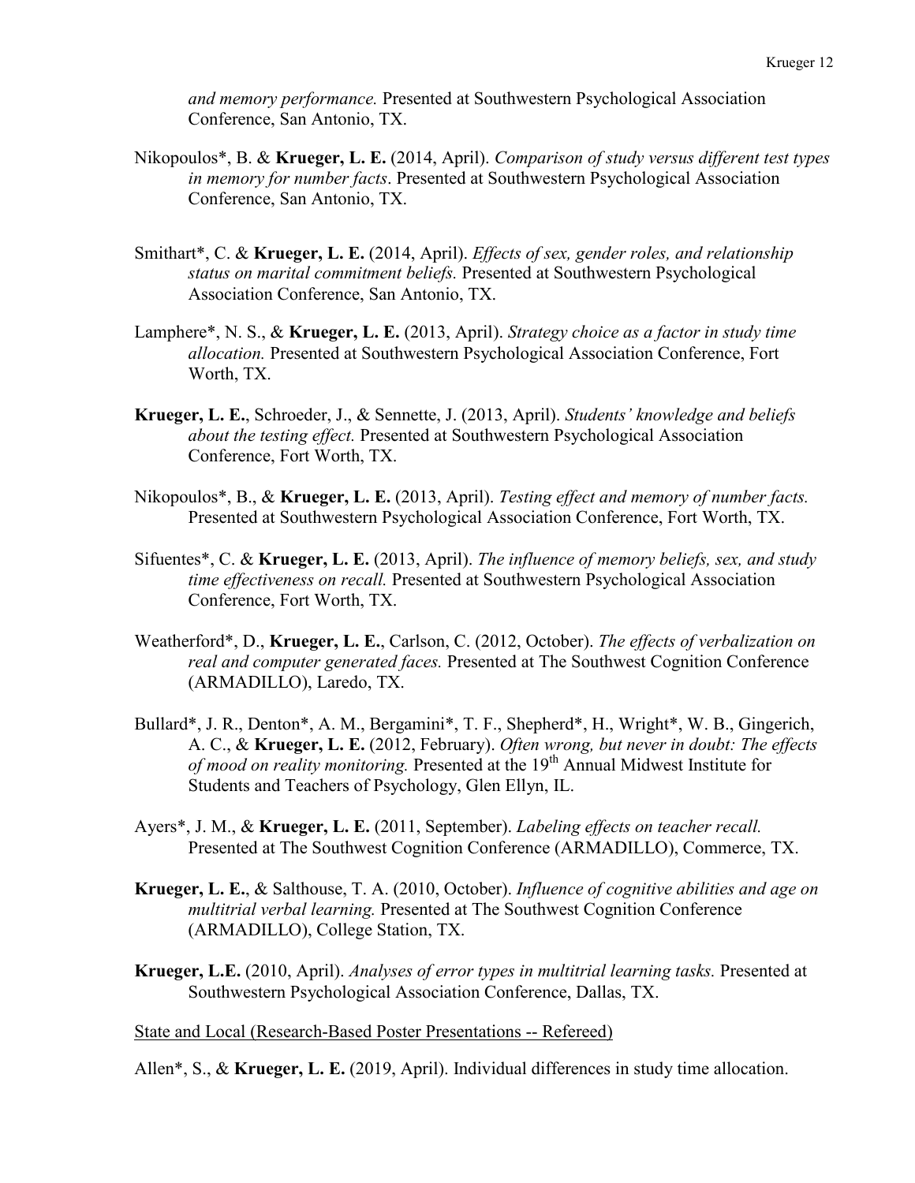*and memory performance.* Presented at Southwestern Psychological Association Conference, San Antonio, TX.

Nikopoulos*, B. & **Krueger, L. E.** (2014, April). *Comparison of study versus different test types in memory for number facts*. Presented at Southwestern Psychological Association Conference, San Antonio, TX.

Smithart*, C. & **Krueger, L. E.** (2014, April). *Effects of sex, gender roles, and relationship status on marital commitment beliefs.* Presented at Southwestern Psychological Association Conference, San Antonio, TX.

Lamphere*, N. S., & **Krueger, L. E.** (2013, April). *Strategy choice as a factor in study time allocation.* Presented at Southwestern Psychological Association Conference, Fort Worth, TX.

**Krueger, L. E.**, Schroeder, J., & Sennette, J. (2013, April). *Students' knowledge and beliefs about the testing effect.* Presented at Southwestern Psychological Association Conference, Fort Worth, TX.

Nikopoulos*, B., & **Krueger, L. E.** (2013, April). *Testing effect and memory of number facts.* Presented at Southwestern Psychological Association Conference, Fort Worth, TX.

Sifuentes*, C. & **Krueger, L. E.** (2013, April). *The influence of memory beliefs, sex, and study time effectiveness on recall.* Presented at Southwestern Psychological Association Conference, Fort Worth, TX.

Weatherford*, D., **Krueger, L. E.**, Carlson, C. (2012, October). *The effects of verbalization on real and computer generated faces.* Presented at The Southwest Cognition Conference (ARMADILLO), Laredo, TX.

Bullard*, J. R., Denton*, A. M., Bergamini*, T. F., Shepherd*, H., Wright*, W. B., Gingerich, A. C., & **Krueger, L. E.** (2012, February). *Often wrong, but never in doubt: The effects of mood on reality monitoring.* Presented at the 19th Annual Midwest Institute for Students and Teachers of Psychology, Glen Ellyn, IL.

Ayers*, J. M., & **Krueger, L. E.** (2011, September). *Labeling effects on teacher recall.* Presented at The Southwest Cognition Conference (ARMADILLO), Commerce, TX.

**Krueger, L. E.**, & Salthouse, T. A. (2010, October). *Influence of cognitive abilities and age on multitrial verbal learning.* Presented at The Southwest Cognition Conference (ARMADILLO), College Station, TX.

**Krueger, L.E.** (2010, April). *Analyses of error types in multitrial learning tasks.* Presented at Southwestern Psychological Association Conference, Dallas, TX.

State and Local (Research-Based Poster Presentations -- Refereed)

Allen*, S., & **Krueger, L. E.** (2019, April). Individual differences in study time allocation.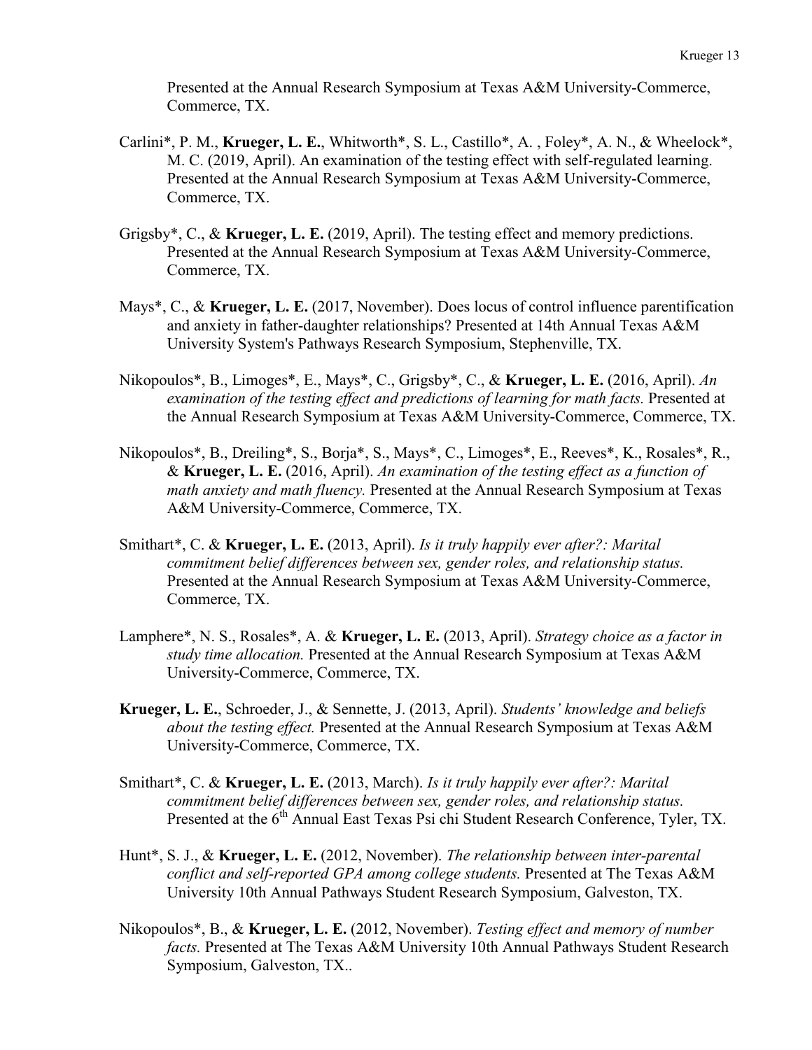Presented at the Annual Research Symposium at Texas A&M University-Commerce, Commerce, TX.

Carlini*, P. M., **Krueger, L. E.**, Whitworth*, S. L., Castillo*, A. , Foley*, A. N., & Wheelock*, M. C. (2019, April). An examination of the testing effect with self-regulated learning. Presented at the Annual Research Symposium at Texas A&M University-Commerce, Commerce, TX.

Grigsby*, C., & **Krueger, L. E.** (2019, April). The testing effect and memory predictions. Presented at the Annual Research Symposium at Texas A&M University-Commerce, Commerce, TX.

Mays*, C., & **Krueger, L. E.** (2017, November). Does locus of control influence parentification and anxiety in father-daughter relationships? Presented at 14th Annual Texas A&M University System's Pathways Research Symposium, Stephenville, TX.

Nikopoulos*, B., Limoges*, E., Mays*, C., Grigsby*, C., & **Krueger, L. E.** (2016, April). *An examination of the testing effect and predictions of learning for math facts.* Presented at the Annual Research Symposium at Texas A&M University-Commerce, Commerce, TX.

Nikopoulos*, B., Dreiling*, S., Borja*, S., Mays*, C., Limoges*, E., Reeves*, K., Rosales*, R., & **Krueger, L. E.** (2016, April). *An examination of the testing effect as a function of math anxiety and math fluency.* Presented at the Annual Research Symposium at Texas A&M University-Commerce, Commerce, TX.

Smithart*, C. & **Krueger, L. E.** (2013, April). *Is it truly happily ever after?: Marital commitment belief differences between sex, gender roles, and relationship status.* Presented at the Annual Research Symposium at Texas A&M University-Commerce, Commerce, TX.

Lamphere*, N. S., Rosales*, A. & **Krueger, L. E.** (2013, April). *Strategy choice as a factor in study time allocation.* Presented at the Annual Research Symposium at Texas A&M University-Commerce, Commerce, TX.

**Krueger, L. E.**, Schroeder, J., & Sennette, J. (2013, April). *Students' knowledge and beliefs about the testing effect.* Presented at the Annual Research Symposium at Texas A&M University-Commerce, Commerce, TX.

Smithart*, C. & **Krueger, L. E.** (2013, March). *Is it truly happily ever after?: Marital commitment belief differences between sex, gender roles, and relationship status.* Presented at the 6th Annual East Texas Psi chi Student Research Conference, Tyler, TX.

Hunt*, S. J., & **Krueger, L. E.** (2012, November). *The relationship between inter-parental conflict and self-reported GPA among college students.* Presented at The Texas A&M University 10th Annual Pathways Student Research Symposium, Galveston, TX.

Nikopoulos*, B., & **Krueger, L. E.** (2012, November). *Testing effect and memory of number facts.* Presented at The Texas A&M University 10th Annual Pathways Student Research Symposium, Galveston, TX..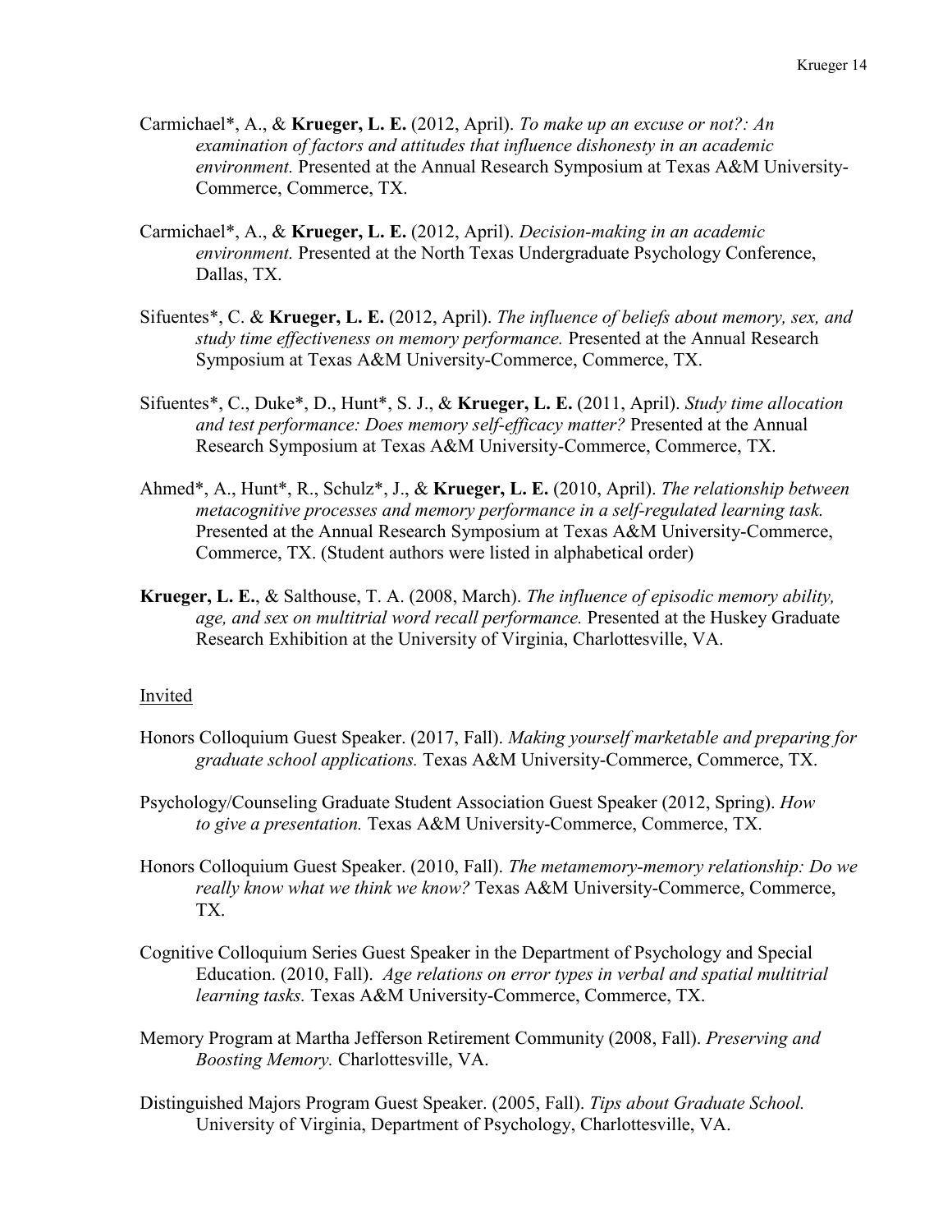Carmichael*, A., & **Krueger, L. E.** (2012, April). *To make up an excuse or not?: An examination of factors and attitudes that influence dishonesty in an academic environment.* Presented at the Annual Research Symposium at Texas A&M University-Commerce, Commerce, TX.

Carmichael*, A., & **Krueger, L. E.** (2012, April). *Decision-making in an academic environment.* Presented at the North Texas Undergraduate Psychology Conference, Dallas, TX.

Sifuentes*, C. & **Krueger, L. E.** (2012, April). *The influence of beliefs about memory, sex, and study time effectiveness on memory performance.* Presented at the Annual Research Symposium at Texas A&M University-Commerce, Commerce, TX.

Sifuentes*, C., Duke*, D., Hunt*, S. J., & **Krueger, L. E.** (2011, April). *Study time allocation and test performance: Does memory self-efficacy matter?* Presented at the Annual Research Symposium at Texas A&M University-Commerce, Commerce, TX.

Ahmed*, A., Hunt*, R., Schulz*, J., & **Krueger, L. E.** (2010, April). *The relationship between metacognitive processes and memory performance in a self-regulated learning task.* Presented at the Annual Research Symposium at Texas A&M University-Commerce, Commerce, TX. (Student authors were listed in alphabetical order)

**Krueger, L. E.**, & Salthouse, T. A. (2008, March). *The influence of episodic memory ability, age, and sex on multitrial word recall performance.* Presented at the Huskey Graduate Research Exhibition at the University of Virginia, Charlottesville, VA.

Invited

Honors Colloquium Guest Speaker. (2017, Fall). *Making yourself marketable and preparing for graduate school applications.* Texas A&M University-Commerce, Commerce, TX.

Psychology/Counseling Graduate Student Association Guest Speaker (2012, Spring). *How to give a presentation.* Texas A&M University-Commerce, Commerce, TX.

Honors Colloquium Guest Speaker. (2010, Fall). *The metamemory-memory relationship: Do we really know what we think we know?* Texas A&M University-Commerce, Commerce, TX.

Cognitive Colloquium Series Guest Speaker in the Department of Psychology and Special Education. (2010, Fall). *Age relations on error types in verbal and spatial multitrial learning tasks.* Texas A&M University-Commerce, Commerce, TX.

Memory Program at Martha Jefferson Retirement Community (2008, Fall). *Preserving and Boosting Memory.* Charlottesville, VA.

Distinguished Majors Program Guest Speaker. (2005, Fall). *Tips about Graduate School.* University of Virginia, Department of Psychology, Charlottesville, VA.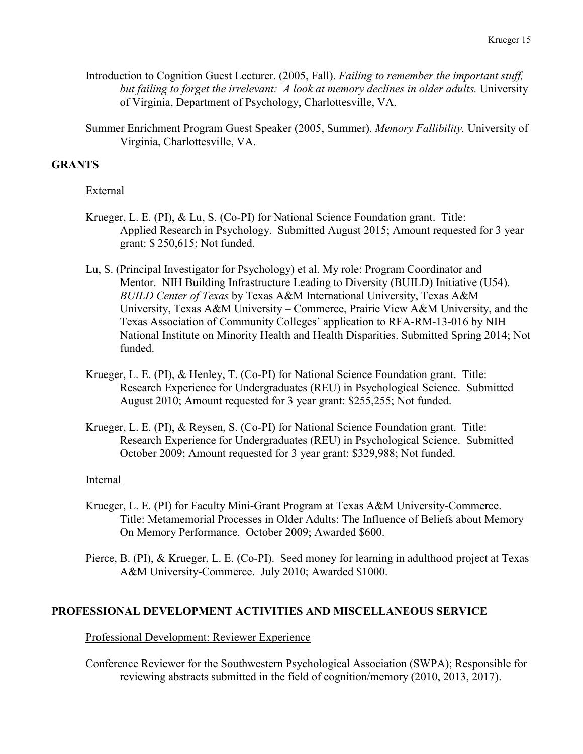Introduction to Cognition Guest Lecturer. (2005, Fall). *Failing to remember the important stuff, but failing to forget the irrelevant: A look at memory declines in older adults.* University of Virginia, Department of Psychology, Charlottesville, VA.

Summer Enrichment Program Guest Speaker (2005, Summer). *Memory Fallibility.* University of Virginia, Charlottesville, VA.

## GRANTS

### External

Krueger, L. E. (PI), & Lu, S. (Co-PI) for National Science Foundation grant. Title: Applied Research in Psychology. Submitted August 2015; Amount requested for 3 year grant: $ 250,615; Not funded.

Lu, S. (Principal Investigator for Psychology) et al. My role: Program Coordinator and Mentor. NIH Building Infrastructure Leading to Diversity (BUILD) Initiative (U54). *BUILD Center of Texas* by Texas A&M International University, Texas A&M University, Texas A&M University – Commerce, Prairie View A&M University, and the Texas Association of Community Colleges' application to RFA-RM-13-016 by NIH National Institute on Minority Health and Health Disparities. Submitted Spring 2014; Not funded.

Krueger, L. E. (PI), & Henley, T. (Co-PI) for National Science Foundation grant. Title: Research Experience for Undergraduates (REU) in Psychological Science. Submitted August 2010; Amount requested for 3 year grant: $255,255; Not funded.

Krueger, L. E. (PI), & Reysen, S. (Co-PI) for National Science Foundation grant. Title: Research Experience for Undergraduates (REU) in Psychological Science. Submitted October 2009; Amount requested for 3 year grant: $329,988; Not funded.

### Internal

Krueger, L. E. (PI) for Faculty Mini-Grant Program at Texas A&M University-Commerce. Title: Metamemorial Processes in Older Adults: The Influence of Beliefs about Memory On Memory Performance. October 2009; Awarded $600.

Pierce, B. (PI), & Krueger, L. E. (Co-PI). Seed money for learning in adulthood project at Texas A&M University-Commerce. July 2010; Awarded $1000.

## PROFESSIONAL DEVELOPMENT ACTIVITIES AND MISCELLANEOUS SERVICE

### Professional Development: Reviewer Experience

Conference Reviewer for the Southwestern Psychological Association (SWPA); Responsible for reviewing abstracts submitted in the field of cognition/memory (2010, 2013, 2017).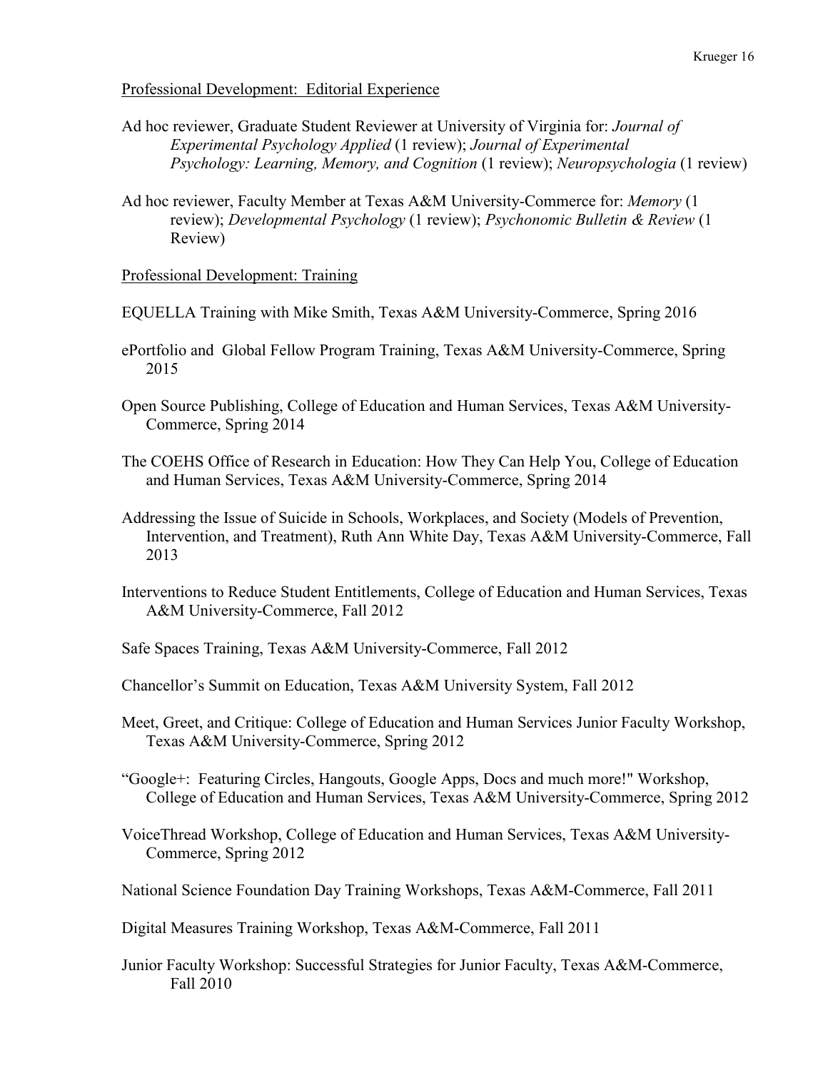Professional Development: Editorial Experience

Ad hoc reviewer, Graduate Student Reviewer at University of Virginia for: *Journal of Experimental Psychology Applied* (1 review); *Journal of Experimental Psychology: Learning, Memory, and Cognition* (1 review); *Neuropsychologia* (1 review)

Ad hoc reviewer, Faculty Member at Texas A&M University-Commerce for: *Memory* (1 review); *Developmental Psychology* (1 review); *Psychonomic Bulletin & Review* (1 Review)

Professional Development: Training

EQUELLA Training with Mike Smith, Texas A&M University-Commerce, Spring 2016

ePortfolio and Global Fellow Program Training, Texas A&M University-Commerce, Spring 2015

Open Source Publishing, College of Education and Human Services, Texas A&M University-Commerce, Spring 2014

The COEHS Office of Research in Education: How They Can Help You, College of Education and Human Services, Texas A&M University-Commerce, Spring 2014

Addressing the Issue of Suicide in Schools, Workplaces, and Society (Models of Prevention, Intervention, and Treatment), Ruth Ann White Day, Texas A&M University-Commerce, Fall 2013

Interventions to Reduce Student Entitlements, College of Education and Human Services, Texas A&M University-Commerce, Fall 2012

Safe Spaces Training, Texas A&M University-Commerce, Fall 2012

Chancellor's Summit on Education, Texas A&M University System, Fall 2012

Meet, Greet, and Critique: College of Education and Human Services Junior Faculty Workshop, Texas A&M University-Commerce, Spring 2012

"Google+: Featuring Circles, Hangouts, Google Apps, Docs and much more!" Workshop, College of Education and Human Services, Texas A&M University-Commerce, Spring 2012

VoiceThread Workshop, College of Education and Human Services, Texas A&M University-Commerce, Spring 2012

National Science Foundation Day Training Workshops, Texas A&M-Commerce, Fall 2011

Digital Measures Training Workshop, Texas A&M-Commerce, Fall 2011

Junior Faculty Workshop: Successful Strategies for Junior Faculty, Texas A&M-Commerce, Fall 2010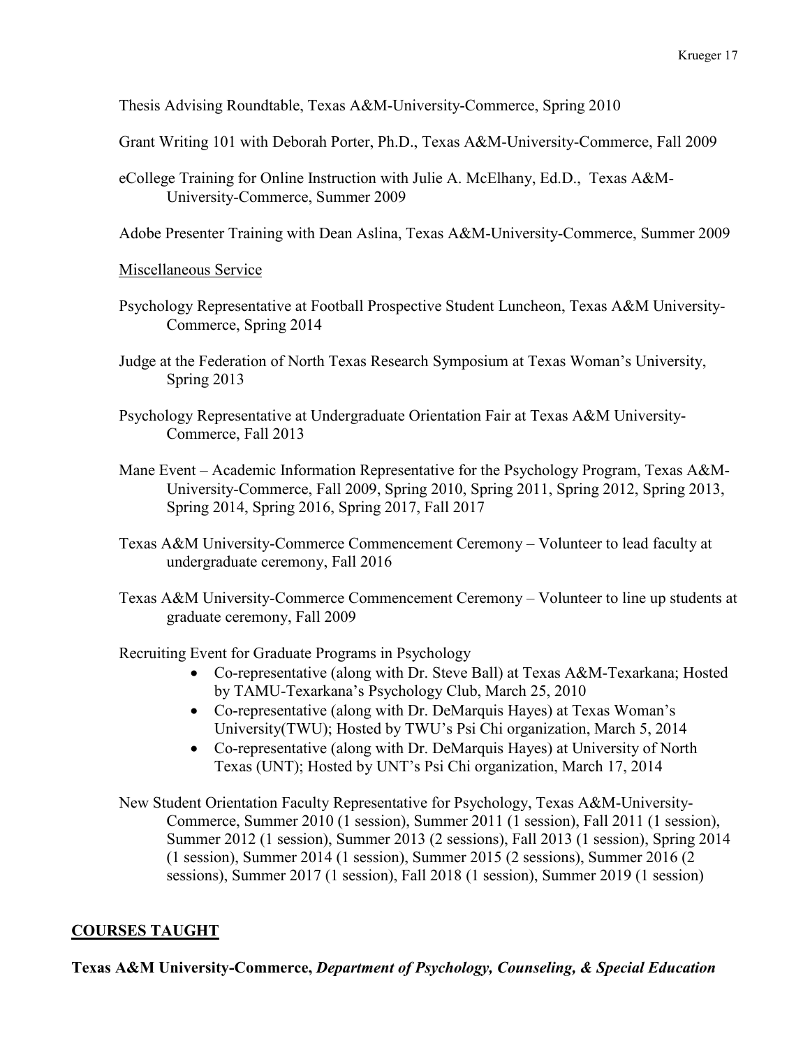Thesis Advising Roundtable, Texas A&M-University-Commerce, Spring 2010

Grant Writing 101 with Deborah Porter, Ph.D., Texas A&M-University-Commerce, Fall 2009

eCollege Training for Online Instruction with Julie A. McElhany, Ed.D., Texas A&M-University-Commerce, Summer 2009

Adobe Presenter Training with Dean Aslina, Texas A&M-University-Commerce, Summer 2009

<u>Miscellaneous Service</u>

Psychology Representative at Football Prospective Student Luncheon, Texas A&M University-Commerce, Spring 2014

Judge at the Federation of North Texas Research Symposium at Texas Woman's University, Spring 2013

Psychology Representative at Undergraduate Orientation Fair at Texas A&M University-Commerce, Fall 2013

Mane Event – Academic Information Representative for the Psychology Program, Texas A&M-University-Commerce, Fall 2009, Spring 2010, Spring 2011, Spring 2012, Spring 2013, Spring 2014, Spring 2016, Spring 2017, Fall 2017

Texas A&M University-Commerce Commencement Ceremony – Volunteer to lead faculty at undergraduate ceremony, Fall 2016

Texas A&M University-Commerce Commencement Ceremony – Volunteer to line up students at graduate ceremony, Fall 2009

Recruiting Event for Graduate Programs in Psychology

- Co-representative (along with Dr. Steve Ball) at Texas A&M-Texarkana; Hosted by TAMU-Texarkana's Psychology Club, March 25, 2010
- Co-representative (along with Dr. DeMarquis Hayes) at Texas Woman's University(TWU); Hosted by TWU's Psi Chi organization, March 5, 2014
- Co-representative (along with Dr. DeMarquis Hayes) at University of North Texas (UNT); Hosted by UNT's Psi Chi organization, March 17, 2014

New Student Orientation Faculty Representative for Psychology, Texas A&M-University-Commerce, Summer 2010 (1 session), Summer 2011 (1 session), Fall 2011 (1 session), Summer 2012 (1 session), Summer 2013 (2 sessions), Fall 2013 (1 session), Spring 2014 (1 session), Summer 2014 (1 session), Summer 2015 (2 sessions), Summer 2016 (2 sessions), Summer 2017 (1 session), Fall 2018 (1 session), Summer 2019 (1 session)

## COURSES TAUGHT

**Texas A&M University-Commerce, *Department of Psychology, Counseling, & Special Education***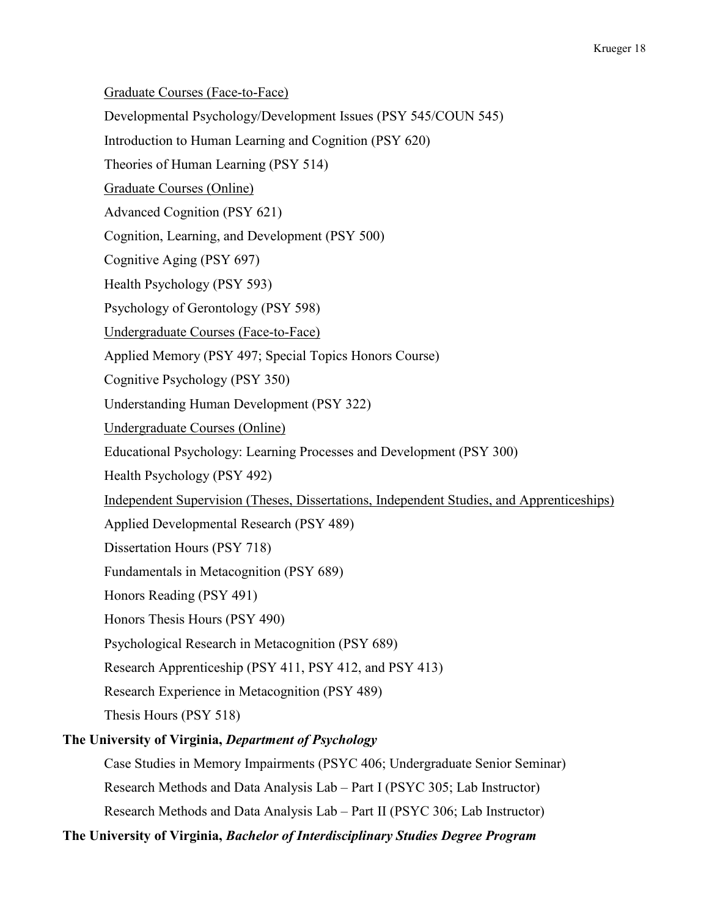<u>Graduate Courses (Face-to-Face)</u>

Developmental Psychology/Development Issues (PSY 545/COUN 545)

Introduction to Human Learning and Cognition (PSY 620)

Theories of Human Learning (PSY 514)

<u>Graduate Courses (Online)</u>

Advanced Cognition (PSY 621)

Cognition, Learning, and Development (PSY 500)

Cognitive Aging (PSY 697)

Health Psychology (PSY 593)

Psychology of Gerontology (PSY 598)

<u>Undergraduate Courses (Face-to-Face)</u>

Applied Memory (PSY 497; Special Topics Honors Course)

Cognitive Psychology (PSY 350)

Understanding Human Development (PSY 322)

<u>Undergraduate Courses (Online)</u>

Educational Psychology: Learning Processes and Development (PSY 300)

Health Psychology (PSY 492)

<u>Independent Supervision (Theses, Dissertations, Independent Studies, and Apprenticeships)</u>

Applied Developmental Research (PSY 489)

Dissertation Hours (PSY 718)

Fundamentals in Metacognition (PSY 689)

Honors Reading (PSY 491)

Honors Thesis Hours (PSY 490)

Psychological Research in Metacognition (PSY 689)

Research Apprenticeship (PSY 411, PSY 412, and PSY 413)

Research Experience in Metacognition (PSY 489)

Thesis Hours (PSY 518)

**The University of Virginia, *Department of Psychology***

Case Studies in Memory Impairments (PSYC 406; Undergraduate Senior Seminar)

Research Methods and Data Analysis Lab – Part I (PSYC 305; Lab Instructor)

Research Methods and Data Analysis Lab – Part II (PSYC 306; Lab Instructor)

**The University of Virginia, *Bachelor of Interdisciplinary Studies Degree Program***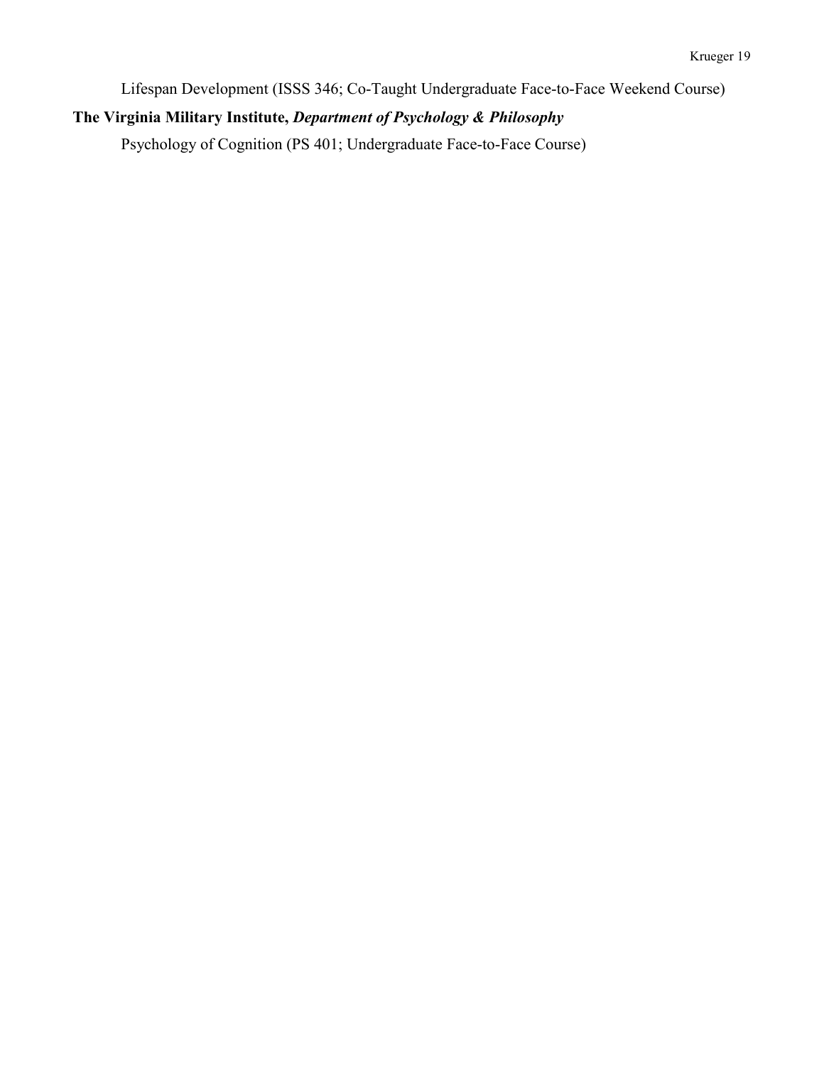Lifespan Development (ISSS 346; Co-Taught Undergraduate Face-to-Face Weekend Course)

**The Virginia Military Institute,** ***Department of Psychology & Philosophy***

Psychology of Cognition (PS 401; Undergraduate Face-to-Face Course)